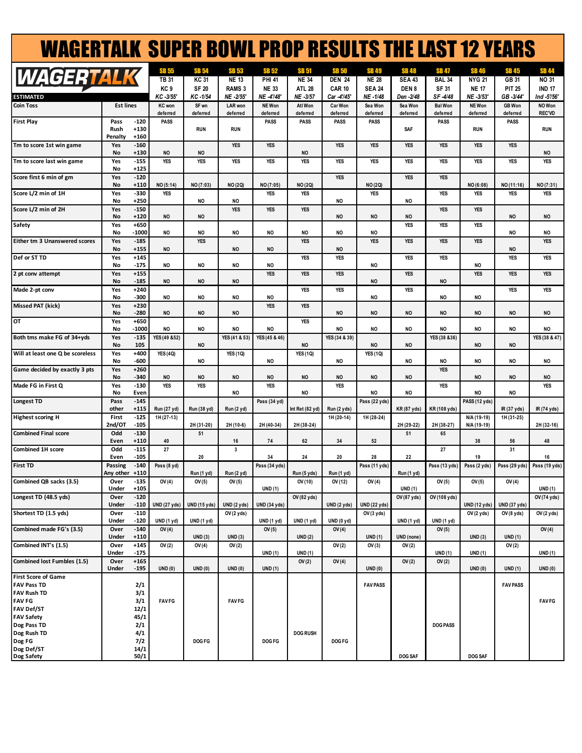# WAGERTALK SUPER BOWL PROP RESULTS THE LAST 12 YEARS

| WAGERTALK ESTIMATED | | | SB 55 | SB 54 | SB 53 | SB 52 | SB 51 | SB 50 | SB 49 | SB 48 | SB 47 | SB 46 | SB 45 | SB 44 |
|---|---|---|---|---|---|---|---|---|---|---|---|---|---|---|
| | | | TB 31 | KC 31 | NE 13 | PHI 41 | NE 34 | DEN 24 | NE 28 | SEA 43 | BAL 34 | NYG 21 | GB 31 | NO 31 |
| | | | KC 9 | SF 20 | RAMS 3 | NE 33 | ATL 28 | CAR 10 | SEA 24 | DEN 8 | SF 31 | NE 17 | PIT 25 | IND 17 |
| | | | *KC -3/55'* | *KC -1/54* | *NE -2/55'* | *NE -4'/48'* | *NE -3/57* | *Car -4'/45'* | *NE -1/48* | *Den -2/48* | *SF -4/48* | *NE -3/53'* | *GB -3/44'* | *Ind -5'/56'* |
| Coin Toss | Est lines | | KC won deferred | SF wn deferred | LAR won deferred | NE Won deferred | Atl Won deferred | Car Won deferred | Sea Won deferred | Sea Won deferred | Bal Won deferred | NE Won deferred | GB Won deferred | NO Won REC'VD |
| First Play | Pass | -120 | PASS | | | PASS | PASS | PASS | PASS | | PASS | | PASS | |
| | Rush | +130 | | RUN | RUN | | | | | | | RUN | | RUN |
| | Penalty | +160 | | | | | | | | SAF | | | | |
| Tm to score 1st win game | Yes | -160 | | | YES | YES | | YES | YES | YES | YES | YES | YES | |
| | No | +130 | NO | NO | | | NO | | | | | | | NO |
| Tm to score last win game | Yes | -155 | YES | YES | YES | YES | YES | YES | YES | YES | YES | YES | YES | YES |
| | No | +125 | | | | | | | | | | | | |
| Score first 6 min of gm | Yes | -120 | | | | | | YES | | YES | YES | | | |
| | No | +110 | NO (5:14) | NO (7:03) | NO (2Q) | NO (7:05) | NO (2Q) | | NO (2Q) | | | NO (6:08) | NO (11:16) | NO (7:31) |
| Score L/2 min of 1H | Yes | -330 | YES | | | YES | YES | | YES | | YES | YES | YES | YES |
| | No | +250 | | NO | NO | | | NO | | NO | | | | |
| Score L/2 min of 2H | Yes | -150 | | | YES | YES | YES | | | | YES | YES | | |
| | No | +120 | NO | NO | | | | NO | NO | NO | | | NO | NO |
| Safety | Yes | +650 | | | | | | | | YES | YES | YES | | |
| | No | -1000 | NO | NO | NO | NO | NO | NO | NO | | | | NO | NO |
| Either tm 3 Unanswered scores | Yes | -185 | | YES | | | YES | | YES | YES | YES | YES | | YES |
| | No | +155 | NO | | NO | NO | | NO | | | | | NO | |
| Def or ST TD | Yes | +145 | | | | | YES | YES | | YES | YES | | YES | YES |
| | No | -175 | NO | NO | NO | NO | | | NO | | | NO | | |
| 2 pt conv attempt | Yes | +155 | | | | YES | YES | YES | | YES | | YES | YES | YES |
| | No | -185 | NO | NO | NO | | | | NO | | NO | | | |
| Made 2-pt conv | Yes | +240 | | | | | YES | YES | | YES | | | YES | YES |
| | No | -300 | NO | NO | NO | NO | | | NO | | NO | NO | | |
| Missed PAT (kick) | Yes | +230 | | | | YES | YES | | | | | | | |
| | No | -280 | NO | NO | NO | | | NO | NO | NO | NO | NO | NO | NO |
| OT | Yes | +650 | | | | | YES | | | | | | | |
| | No | -1000 | NO | NO | NO | NO | | NO | NO | NO | NO | NO | NO | NO |
| Both tms make FG of 34+yds | Yes | -135 | YES (49 &52) | | YES (41 & 53) | YES (45 & 46) | | YES (34 & 39) | | | YES (38 &36) | | | YES (38 & 47) |
| | No | 105 | | NO | | | NO | | NO | NO | | NO | NO | |
| Will at least one Q be scoreless | Yes | +400 | YES (4Q) | | YES (1Q) | | YES (1Q) | | YES (1Q) | | | | | |
| | No | -600 | | NO | | NO | | NO | | NO | NO | NO | NO | NO |
| Game decided by exactly 3 pts | Yes | +260 | | | | | | | | | YES | | | |
| | No | -340 | NO | NO | NO | NO | NO | NO | NO | NO | | NO | NO | NO |
| Made FG in First Q | Yes | -130 | YES | YES | | YES | | YES | | | YES | | | YES |
| | No | Even | | | NO | | NO | | NO | NO | | NO | NO | |
| Longest TD | Pass | -145 | | | | Pass (34 yd) | | | Pass (22 yds) | | | PASS (12 yds) | | |
| | other | +115 | Run (27 yd) | Run (38 yd) | Run (2 yd) | | Int Ret (82 yd) | Run (2 yds) | | KR (87 yds) | KR (108 yds) | | IR (37 yds) | IR (74 yds) |
| Highest scoring H | First | -125 | 1H (27-13) | | | | | 1H (20-14) | 1H (28-24) | | | N/A (19-19) | 1H (31-25) | |
| | 2nd/OT | -105 | | 2H (31-20) | 2H (10-6) | 2H (40-34) | 2H (38-24) | | | 2H (29-22) | 2H (38-27) | N/A (19-19) | | 2H (32-16) |
| Combined Final score | Odd | -130 | | 51 | | | | | | 51 | 65 | | | |
| | Even | +110 | 40 | | 16 | 74 | 62 | 34 | 52 | | | 38 | 56 | 48 |
| Combined 1H score | Odd | -115 | 27 | | 3 | | | | | | 27 | | 31 | |
| | Even | -105 | | 20 | | 34 | 24 | 20 | 28 | 22 | | 19 | | 16 |
| First TD | Passing | -140 | Pass (8 yd) | | | Pass (34 yds) | | | Pass (11 yds) | | Pass (13 yds) | Pass (2 yds) | Pass (29 yds) | Pass (19 yds) |
| | Any other | +110 | | Run (1 yd) | Run (2 yd) | | Run (5 yds) | Run (1 yd) | | Run (1 yd) | | | | |
| Combined QB sacks (3.5) | Over | -135 | OV (4) | OV (5) | OV (5) | | OV (10) | OV (12) | OV (4) | | OV (5) | OV (5) | OV (4) | |
| | Under | +105 | | | | UND (1) | | | | UND (1) | | | | UND (1) |
| Longest TD (48.5 yds) | Over | -120 | | | | | OV (82 yds) | | | OV (87 yds) | OV (108 yds) | | | OV (74 yds) |
| | Under | -110 | UND (27 yds) | UND (15 yds) | UND (2 yds) | UND (34 yds) | | UND (2 yds) | UND (22 yds) | | | UND (12 yds) | UND (37 yds) | |
| Shortest TD (1.5 yds) | Over | -110 | | | OV (2 yds) | | | | OV (3 yds) | | | OV (2 yds) | OV (8 yds) | OV (2 yds) |
| | Under | -120 | UND (1 yd) | UND (1 yd) | | UND (1 yd) | UND (1 yd) | UND (0 yd) | | UND (1 yd) | UND (1 yd) | | | |
| Combined made FG's (3.5) | Over | -140 | OV (4) | | | OV (5) | | OV (4) | | | OV (5) | | | OV (4) |
| | Under | +110 | | UND (3) | UND (3) | | UND (2) | | UND (1) | UND (none) | | UND (3) | UND (1) | |
| Combined INT's (1.5) | Over | +145 | OV (2) | OV (4) | OV (2) | | | OV (2) | OV (3) | OV (2) | | | OV (2) | |
| | Under | -175 | | | | UND (1) | UND (1) | | | | UND (1) | UND (1) | | UND (1) |
| Combined lost Fumbles (1.5) | Over | +165 | | | | | OV (2) | OV (4) | | OV (2) | OV (2) | | | |
| | Under | -195 | UND (0) | UND (0) | UND (0) | UND (1) | | | UND (0) | | | UND (0) | UND (1) | UND (0) |
| First Score of Game | | | | | | | | | | | | | | |
| FAV Pass TD | | 2/1 | | | | | | | FAV PASS | | | | FAV PASS | |
| FAV Rush TD | | 3/1 | | | | | | | | | | | | |
| FAV FG | | 3/1 | FAV FG | | FAV FG | | | | | | | | | FAV FG |
| FAV Def/ST | | 12/1 | | | | | | | | | | | | |
| FAV Safety | | 45/1 | | | | | | | | | | | | |
| Dog Pass TD | | 2/1 | | | | | | | | | DOG PASS | | | |
| Dog Rush TD | | 4/1 | | | | | DOG RUSH | | | | | | | |
| Dog FG | | 7/2 | | DOG FG | | DOG FG | | DOG FG | | | | | | |
| Dog Def/ST | | 14/1 | | | | | | | | | | | | |
| Dog Safety | | 50/1 | | | | | | | | DOG SAF | | DOG SAF | | |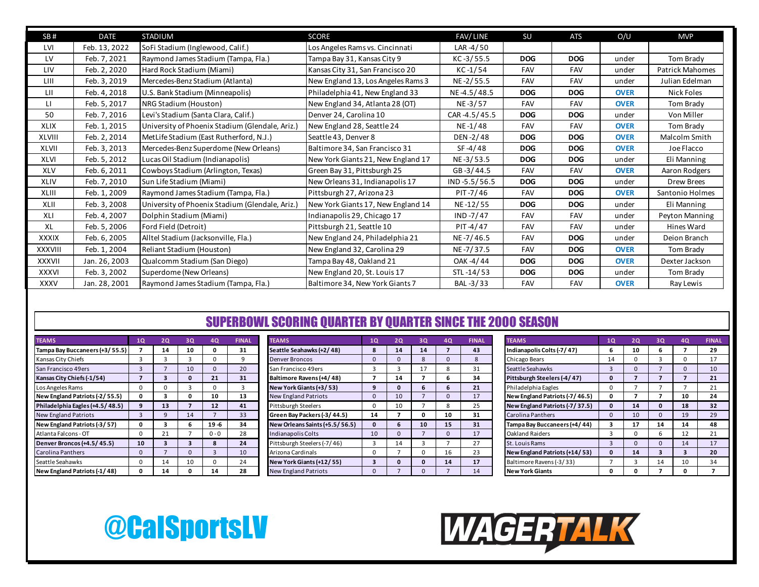| SB # | DATE | STADIUM | SCORE | FAV/ LINE | SU | ATS | O/U | MVP |
|---|---|---|---|---|---|---|---|---|
| LVI | Feb. 13, 2022 | SoFi Stadium (Inglewood, Calif.) | Los Angeles Rams vs. Cincinnati | LAR -4/ 50 | | | | |
| LV | Feb. 7, 2021 | Raymond James Stadium (Tampa, Fla.) | Tampa Bay 31, Kansas City 9 | KC -3/ 55.5 | **DOG** | **DOG** | under | Tom Brady |
| LIV | Feb. 2, 2020 | Hard Rock Stadium (Miami) | Kansas City 31, San Francisco 20 | KC -1/ 54 | FAV | FAV | under | Patrick Mahomes |
| LIII | Feb. 3, 2019 | Mercedes-Benz Stadium (Atlanta) | New England 13, Los Angeles Rams 3 | NE -2/ 55.5 | FAV | FAV | under | Julian Edelman |
| LII | Feb. 4, 2018 | U.S. Bank Stadium (Minneapolis) | Philadelphia 41, New England 33 | NE -4.5/ 48.5 | **DOG** | **DOG** | **OVER** | Nick Foles |
| LI | Feb. 5, 2017 | NRG Stadium (Houston) | New England 34, Atlanta 28 (OT) | NE -3/ 57 | FAV | FAV | **OVER** | Tom Brady |
| 50 | Feb. 7, 2016 | Levi's Stadium (Santa Clara, Calif.) | Denver 24, Carolina 10 | CAR -4.5/ 45.5 | **DOG** | **DOG** | under | Von Miller |
| XLIX | Feb. 1, 2015 | University of Phoenix Stadium (Glendale, Ariz.) | New England 28, Seattle 24 | NE -1/ 48 | FAV | FAV | **OVER** | Tom Brady |
| XLVIII | Feb. 2, 2014 | MetLife Stadium (East Rutherford, N.J.) | Seattle 43, Denver 8 | DEN -2/ 48 | **DOG** | **DOG** | **OVER** | Malcolm Smith |
| XLVII | Feb. 3, 2013 | Mercedes-Benz Superdome (New Orleans) | Baltimore 34, San Francisco 31 | SF -4/ 48 | **DOG** | **DOG** | **OVER** | Joe Flacco |
| XLVI | Feb. 5, 2012 | Lucas Oil Stadium (Indianapolis) | New York Giants 21, New England 17 | NE -3/ 53.5 | **DOG** | **DOG** | under | Eli Manning |
| XLV | Feb. 6, 2011 | Cowboys Stadium (Arlington, Texas) | Green Bay 31, Pittsburgh 25 | GB -3/ 44.5 | FAV | FAV | **OVER** | Aaron Rodgers |
| XLIV | Feb. 7, 2010 | Sun Life Stadium (Miami) | New Orleans 31, Indianapolis 17 | IND -5.5/ 56.5 | **DOG** | **DOG** | under | Drew Brees |
| XLIII | Feb. 1, 2009 | Raymond James Stadium (Tampa, Fla.) | Pittsburgh 27, Arizona 23 | PIT -7/ 46 | FAV | **DOG** | **OVER** | Santonio Holmes |
| XLII | Feb. 3, 2008 | University of Phoenix Stadium (Glendale, Ariz.) | New York Giants 17, New England 14 | NE -12/ 55 | **DOG** | **DOG** | under | Eli Manning |
| XLI | Feb. 4, 2007 | Dolphin Stadium (Miami) | Indianapolis 29, Chicago 17 | IND -7/ 47 | FAV | FAV | under | Peyton Manning |
| XL | Feb. 5, 2006 | Ford Field (Detroit) | Pittsburgh 21, Seattle 10 | PIT -4/ 47 | FAV | FAV | under | Hines Ward |
| XXXIX | Feb. 6, 2005 | Alltel Stadium (Jacksonville, Fla.) | New England 24, Philadelphia 21 | NE -7/ 46.5 | FAV | **DOG** | under | Deion Branch |
| XXXVIII | Feb. 1, 2004 | Reliant Stadium (Houston) | New England 32, Carolina 29 | NE -7/ 37.5 | FAV | **DOG** | **OVER** | Tom Brady |
| XXXVII | Jan. 26, 2003 | Qualcomm Stadium (San Diego) | Tampa Bay 48, Oakland 21 | OAK -4/ 44 | **DOG** | **DOG** | **OVER** | Dexter Jackson |
| XXXVI | Feb. 3, 2002 | Superdome (New Orleans) | New England 20, St. Louis 17 | STL -14/ 53 | **DOG** | **DOG** | under | Tom Brady |
| XXXV | Jan. 28, 2001 | Raymond James Stadium (Tampa, Fla.) | Baltimore 34, New York Giants 7 | BAL -3/ 33 | FAV | FAV | **OVER** | Ray Lewis |

## SUPERBOWL SCORING QUARTER BY QUARTER SINCE THE 2000 SEASON

| TEAMS | 1Q | 2Q | 3Q | 4Q | FINAL |
|---|---|---|---|---|---|
| **Tampa Bay Buccaneers (+3/ 55.5)** | **7** | **14** | **10** | **0** | **31** |
| Kansas City Chiefs | 3 | 3 | 3 | 0 | 9 |
| San Francisco 49ers | 3 | 7 | 10 | 0 | 20 |
| **Kansas City Chiefs (-1/54)** | **7** | **3** | **0** | **21** | **31** |
| Los Angeles Rams | 0 | 0 | 3 | 0 | 3 |
| **New England Patriots (-2/ 55.5)** | **0** | **3** | **0** | **10** | **13** |
| **Philadelphia Eagles (+4.5/ 48.5)** | **9** | **13** | **7** | **12** | **41** |
| New England Patriots | 3 | 9 | 14 | 7 | 33 |
| **New England Patriots (-3/ 57)** | **0** | **3** | **6** | **19 -6** | **34** |
| Atlanta Falcons - OT | 0 | 21 | 7 | 0 - 0 | 28 |
| **Denver Broncos (+4.5/ 45.5)** | **10** | **3** | **3** | **8** | **24** |
| Carolina Panthers | 0 | 7 | 0 | 3 | 10 |
| Seattle Seahawks | 0 | 14 | 10 | 0 | 24 |
| **New England Patriots (-1/ 48)** | **0** | **14** | **0** | **14** | **28** |

| TEAMS | 1Q | 2Q | 3Q | 4Q | FINAL |
|---|---|---|---|---|---|
| **Seattle Seahawks (+2/ 48)** | **8** | **14** | **14** | **7** | **43** |
| Denver Broncos | 0 | 0 | 8 | 0 | 8 |
| San Francisco 49ers | 3 | 3 | 17 | 8 | 31 |
| **Baltimore Ravens (+4/ 48)** | **7** | **14** | **7** | **6** | **34** |
| **New York Giants (+3/ 53)** | **9** | **0** | **6** | **6** | **21** |
| New England Patriots | 0 | 10 | 7 | 0 | 17 |
| Pittsburgh Steelers | 0 | 10 | 7 | 8 | 25 |
| **Green Bay Packers (-3/ 44.5)** | **14** | **7** | **0** | **10** | **31** |
| **New Orleans Saints (+5.5/ 56.5)** | **0** | **6** | **10** | **15** | **31** |
| Indianapolis Colts | 10 | 0 | 7 | 0 | 17 |
| Pittsburgh Steelers (-7/ 46) | 3 | 14 | 3 | 7 | 27 |
| Arizona Cardinals | 0 | 7 | 0 | 16 | 23 |
| **New York Giants (+12/ 55)** | **3** | **0** | **0** | **14** | **17** |
| New England Patriots | 0 | 7 | 0 | 7 | 14 |

| TEAMS | 1Q | 2Q | 3Q | 4Q | FINAL |
|---|---|---|---|---|---|
| **Indianapolis Colts (-7/ 47)** | **6** | **10** | **6** | **7** | **29** |
| Chicago Bears | 14 | 0 | 3 | 0 | 17 |
| Seattle Seahawks | 3 | 0 | 7 | 0 | 10 |
| **Pittsburgh Steelers (-4/ 47)** | **0** | **7** | **7** | **7** | **21** |
| Philadelphia Eagles | 0 | 7 | 7 | 7 | 21 |
| **New England Patriots (-7/ 46.5)** | **0** | **7** | **7** | **10** | **24** |
| **New England Patriots (-7/ 37.5)** | **0** | **14** | **0** | **18** | **32** |
| Carolina Panthers | 0 | 10 | 0 | 19 | 29 |
| **Tampa Bay Buccaneers (+4/ 44)** | **3** | **17** | **14** | **14** | **48** |
| Oakland Raiders | 3 | 0 | 6 | 12 | 21 |
| St. Louis Rams | 3 | 0 | 0 | 14 | 17 |
| **New England Patriots (+14/ 53)** | **0** | **14** | **3** | **3** | **20** |
| Baltimore Ravens (-3/ 33) | 7 | 3 | 14 | 10 | 34 |
| **New York Giants** | **0** | **0** | **7** | **0** | **7** |

@CalSportsLV

WAGERTALK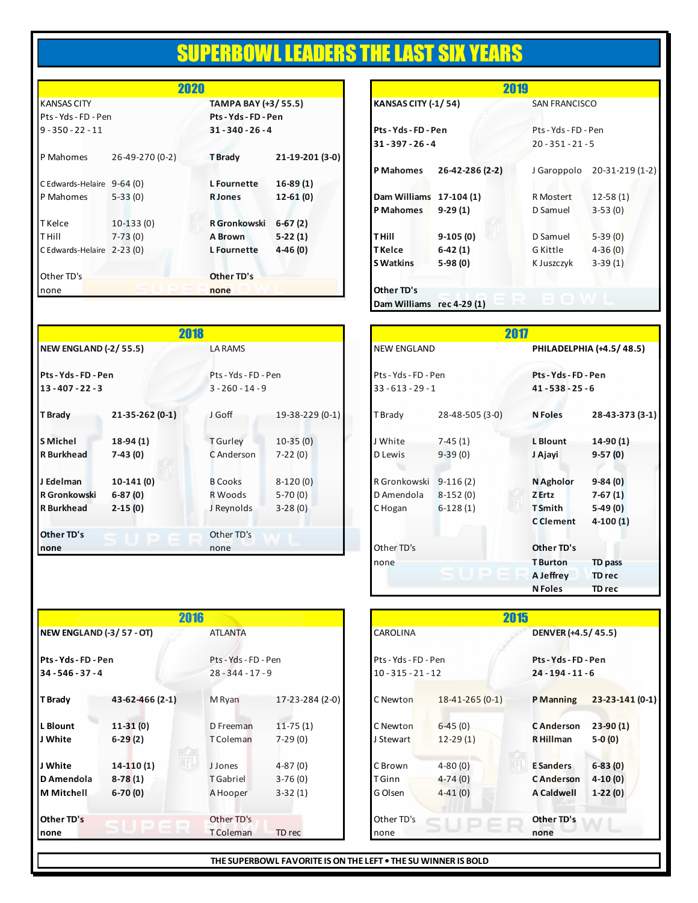# SUPERBOWL LEADERS THE LAST SIX YEARS

## 2020

| KANSAS CITY | | **TAMPA BAY (+3/ 55.5)** | |
|---|---|---|---|
| Pts - Yds - FD - Pen | | **Pts - Yds - FD - Pen** | |
| 9 - 350 - 22 - 11 | | **31 - 340 - 26 - 4** | |
| P Mahomes | 26-49-270 (0-2) | **T Brady** | **21-19-201 (3-0)** |
| C Edwards-Helaire | 9-64 (0) | **L Fournette** | **16-89 (1)** |
| P Mahomes | 5-33 (0) | **R Jones** | **12-61 (0)** |
| T Kelce | 10-133 (0) | **R Gronkowski** | **6-67 (2)** |
| T Hill | 7-73 (0) | **A Brown** | **5-22 (1)** |
| C Edwards-Helaire | 2-23 (0) | **L Fournette** | **4-46 (0)** |
| Other TD's | | **Other TD's** | |
| none | | **none** | |

## 2019

| **KANSAS CITY (-1/ 54)** | | SAN FRANCISCO | |
|---|---|---|---|
| **Pts - Yds - FD - Pen** | | Pts - Yds - FD - Pen | |
| **31 - 397 - 26 - 4** | | 20 - 351 - 21 - 5 | |
| **P Mahomes** | **26-42-286 (2-2)** | J Garoppolo | 20-31-219 (1-2) |
| **Dam Williams** | **17-104 (1)** | R Mostert | 12-58 (1) |
| **P Mahomes** | **9-29 (1)** | D Samuel | 3-53 (0) |
| **T Hill** | **9-105 (0)** | D Samuel | 5-39 (0) |
| **T Kelce** | **6-42 (1)** | G Kittle | 4-36 (0) |
| **S Watkins** | **5-98 (0)** | K Juszczyk | 3-39 (1) |
| **Other TD's** | | | |
| **Dam Williams** | **rec 4-29 (1)** | | |

## 2018

| **NEW ENGLAND (-2/ 55.5)** | | LA RAMS | |
|---|---|---|---|
| **Pts - Yds - FD - Pen** | | Pts - Yds - FD - Pen | |
| **13 - 407 - 22 - 3** | | 3 - 260 - 14 - 9 | |
| **T Brady** | **21-35-262 (0-1)** | J Goff | 19-38-229 (0-1) |
| **S Michel** | **18-94 (1)** | T Gurley | 10-35 (0) |
| **R Burkhead** | **7-43 (0)** | C Anderson | 7-22 (0) |
| **J Edelman** | **10-141 (0)** | B Cooks | 8-120 (0) |
| **R Gronkowski** | **6-87 (0)** | R Woods | 5-70 (0) |
| **R Burkhead** | **2-15 (0)** | J Reynolds | 3-28 (0) |
| **Other TD's** | | Other TD's | |
| **none** | | none | |

## 2017

| NEW ENGLAND | | **PHILADELPHIA (+4.5/ 48.5)** | |
|---|---|---|---|
| Pts - Yds - FD - Pen | | **Pts - Yds - FD - Pen** | |
| 33 - 613 - 29 - 1 | | **41 - 538 - 25 - 6** | |
| T Brady | 28-48-505 (3-0) | **N Foles** | **28-43-373 (3-1)** |
| J White | 7-45 (1) | **L Blount** | **14-90 (1)** |
| D Lewis | 9-39 (0) | **J Ajayi** | **9-57 (0)** |
| R Gronkowski | 9-116 (2) | **N Agholor** | **9-84 (0)** |
| D Amendola | 8-152 (0) | **Z Ertz** | **7-67 (1)** |
| C Hogan | 6-128 (1) | **T Smith** | **5-49 (0)** |
| | | **C Clement** | **4-100 (1)** |
| Other TD's | | **Other TD's** | |
| none | | **T Burton** | **TD pass** |
| | | **A Jeffrey** | **TD rec** |
| | | **N Foles** | **TD rec** |

## 2016

| **NEW ENGLAND (-3/ 57 - OT)** | | ATLANTA | |
|---|---|---|---|
| **Pts - Yds - FD - Pen** | | Pts - Yds - FD - Pen | |
| **34 - 546 - 37 - 4** | | 28 - 344 - 17 - 9 | |
| **T Brady** | **43-62-466 (2-1)** | M Ryan | 17-23-284 (2-0) |
| **L Blount** | **11-31 (0)** | D Freeman | 11-75 (1) |
| **J White** | **6-29 (2)** | T Coleman | 7-29 (0) |
| **J White** | **14-110 (1)** | J Jones | 4-87 (0) |
| **D Amendola** | **8-78 (1)** | T Gabriel | 3-76 (0) |
| **M Mitchell** | **6-70 (0)** | A Hooper | 3-32 (1) |
| **Other TD's** | | Other TD's | |
| **none** | | T Coleman | TD rec |

## 2015

| CAROLINA | | **DENVER (+4.5/ 45.5)** | |
|---|---|---|---|
| Pts - Yds - FD - Pen | | **Pts - Yds - FD - Pen** | |
| 10 - 315 - 21 - 12 | | **24 - 194 - 11 - 6** | |
| C Newton | 18-41-265 (0-1) | **P Manning** | **23-23-141 (0-1)** |
| C Newton | 6-45 (0) | **C Anderson** | **23-90 (1)** |
| J Stewart | 12-29 (1) | **R Hillman** | **5-0 (0)** |
| C Brown | 4-80 (0) | **E Sanders** | **6-83 (0)** |
| T Ginn | 4-74 (0) | **C Anderson** | **4-10 (0)** |
| G Olsen | 4-41 (0) | **A Caldwell** | **1-22 (0)** |
| Other TD's | | **Other TD's** | |
| none | | **none** | |

**THE SUPERBOWL FAVORITE IS ON THE LEFT • THE SU WINNER IS BOLD**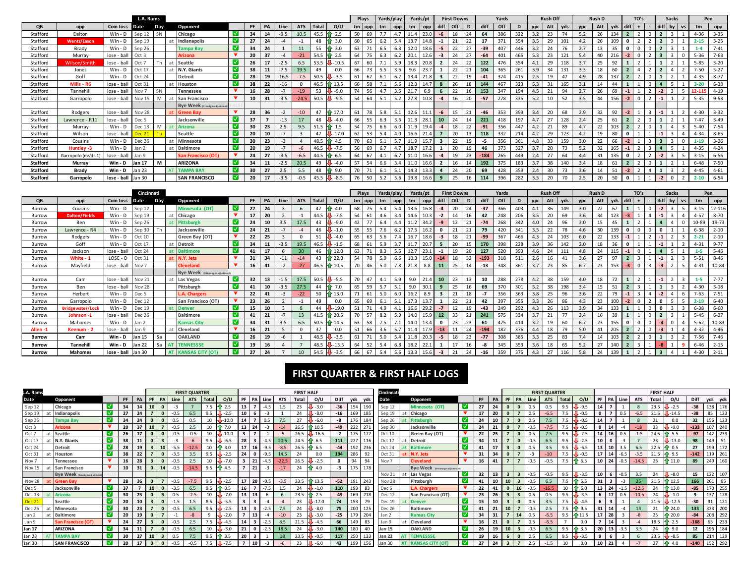| QB | opp | Coin toss | Date | Day | | Opponent (L.A. Rams) | | PF | PA | Line | ATS | Total | O/U | Plays tm | Plays opp | Yards/play tm | Yards/play opp | Yards/pt tm | Yards/pt opp | First Downs diff | First Downs Off | First Downs D | Yards diff | Yards Off | Yards D | Rush Off ypc | Rush Off Att | Rush Off yds | Rush D ypc | Rush D Att | Rush D yds | TO's diff | TO's + | TO's - | Sacks diff | Sacks by | Sacks vs | Pen tm | Pen opp |
|---|---|---|---|---|---|---|---|---|---|---|---|---|---|---|---|---|---|---|---|---|---|---|---|---|---|---|---|---|---|---|---|---|---|---|---|---|---|---|---|
| Stafford | Dalton | Win - D | Sep 12 | SN | | Chicago | ✓ | 34 | 14 | -9.5 | 10.5 | 45.5 | ↑ 2.5 | 50 | 69 | 7.7 | 4.7 | 11.4 | 23.0 | -6 | 18 | 24 | 64 | 386 | 322 | 3.2 | 23 | 74 | 5.2 | 26 | 134 | 2 | 2 | 0 | 2 | 3 | 1 | 4-36 | 3-35 |
| Stafford | Wentz/Eason | Win - D | Sep 19 | | at | Indianapolis | ✓ | 27 | 24 | -1 | 2 | 48 | ↑ 3.0 | 60 | 65 | 6.2 | 5.4 | 13.7 | 14.8 | -1 | 21 | 22 | 17 | 371 | 354 | 3.5 | 29 | 101 | 4.2 | 26 | 109 | 0 | 2 | 2 | 2 | 3 | 1 | 2-15 | 3-25 |
| Stafford | Brady | Win - D | Sep 26 | | | Tampa Bay | ✓ | 34 | 24 | 1 | 11 | 55 | ↑ 3.0 | 63 | 71 | 6.5 | 6.3 | 12.0 | 18.6 | -5 | 22 | 27 | -39 | 407 | 446 | 3.2 | 24 | 76 | 2.7 | 13 | 35 | 0 | 0 | 0 | 2 | 3 | 1 | 1-4 | 7-41 |
| Stafford | Murray | lose - ball | Oct 3 | | | Arizona | ▼ | 20 | 37 | -4 | -21 | 54.5 | ↑ 2.5 | 64 | 75 | 6.3 | 6.2 | 20.1 | 12.6 | -3 | 24 | 27 | -64 | 401 | 465 | 5.3 | 23 | 121 | 5.4 | 40 | 216 | -2 | 0 | 2 | 3 | 3 | 0 | 5-36 | 7-63 |
| Stafford | Wilson/Smith | lose - ball | Oct 7 | Th | at | Seattle | ✓ | 26 | 17 | -2.5 | 6.5 | 53.5 | ↓ -10.5 | 67 | 60 | 7.1 | 5.9 | 18.3 | 20.8 | 2 | 24 | 22 | 122 | 476 | 354 | 4.1 | 29 | 118 | 3.7 | 25 | 92 | 1 | 2 | 1 | 1 | 2 | 1 | 5-85 | 3-20 |
| Stafford | Jones | Win - D | Oct 17 | | at | N.Y. Giants | ✓ | 38 | 11 | -7.5 | 19.5 | 49 | 0.0 | 66 | 73 | 5.5 | 3.6 | 9.6 | 23.7 | 1 | 22 | 21 | 104 | 365 | 261 | 3.4 | 39 | 131 | 3.3 | 18 | 60 | 2 | 4 | 2 | 2 | 4 | 2 | 7-50 | 5-27 |
| Stafford | Goff | Win - D | Oct 24 | | | Detroit | ✓ | 28 | 19 | -16.5 | -7.5 | 50.5 | ↓ -3.5 | 61 | 67 | 6.1 | 6.2 | 13.4 | 21.8 | 3 | 22 | 19 | -41 | 374 | 415 | 2.5 | 19 | 47 | 4.9 | 28 | 137 | 2 | 2 | 0 | 1 | 2 | 1 | 4-35 | 8-77 |
| Stafford | Mills - R6 | lose - ball | Oct 31 | | at | Houston | ✓ | 38 | 22 | -16 | 0 | 46.5 | ↑ 13.5 | 66 | 58 | 7.1 | 5.6 | 12.3 | 14.7 | 8 | 26 | 18 | 144 | 467 | 323 | 5.3 | 31 | 165 | 3.1 | 14 | 44 | 1 | 1 | 0 | 4 | 5 | 1 | 3-20 | 6-38 |
| Stafford | Tannehill | lose - ball | Nov 7 | SN | | Tennessee | ▼ | 16 | 28 | -7 | -19 | 53 | ↓ -9.0 | 74 | 56 | 4.7 | 3.5 | 21.7 | 6.9 | 6 | 22 | 16 | 153 | 347 | 194 | 4.5 | 21 | 94 | 2.7 | 26 | 69 | -1 | 1 | 2 | -2 | 3 | 5 | 12-115 | 4-19 |
| Stafford | Garropolo | lose - ball | Nov 15 | M | at | San Francisco | ▼ | 10 | 31 | -3.5 | -24.5 | 50.5 | ↓ -9.5 | 54 | 64 | 5.1 | 5.2 | 27.8 | 10.8 | -4 | 16 | 20 | -57 | 278 | 335 | 5.2 | 10 | 52 | 3.5 | 44 | 156 | -2 | 0 | 2 | -1 | 1 | 2 | 5-35 | 9-53 |
| | | | | | | Bye Week | | | | | | | | | | | | | | | | | | | | | | | | | | | | | | | | | |
| Stafford | Rodgers | lose - ball | Nov 28 | | at | Green Bay | ▼ | 28 | 36 | -2 | -10 | 47 | ↑ 17.0 | 61 | 78 | 5.8 | 5.1 | 12.6 | 11.1 | -6 | 15 | 21 | -46 | 353 | 399 | 3.4 | 20 | 68 | 2.9 | 32 | 92 | -2 | 1 | 3 | -1 | 1 | 2 | 4-30 | 3-32 |
| Stafford | Lawrence - R11 | lose - ball | Dec 5 | | | Jacksonville | ✓ | 37 | 7 | -13 | 17 | 48 | ↓ -4.0 | 66 | 55 | 6.3 | 3.6 | 11.3 | 28.1 | 10 | 24 | 14 | 221 | 418 | 197 | 4.7 | 27 | 128 | 2.4 | 25 | 61 | 2 | 2 | 0 | 1 | 2 | 1 | 7-47 | 3-49 |
| Stafford | Murray | Win - D | Dec 13 | M | at | Arizona | ✓ | 30 | 23 | 2.5 | 9.5 | 51.5 | ↑ 1.5 | 54 | 75 | 6.6 | 6.0 | 11.9 | 19.4 | -4 | 18 | 22 | -91 | 356 | 447 | 4.2 | 21 | 89 | 4.7 | 22 | 103 | 2 | 2 | 0 | 1 | 4 | 3 | 5-40 | 7-54 |
| Stafford | Wilson | lose - ball | Dec 21 | Tu | | Seattle | ✓ | 20 | 10 | -7 | 3 | 47 | ↓ -17.0 | 62 | 53 | 5.4 | 4.0 | 16.6 | 21.4 | 7 | 20 | 13 | 118 | 332 | 214 | 4.2 | 29 | 123 | 4.2 | 19 | 80 | 0 | 1 | 1 | -1 | 3 | 4 | 4-34 | 8-65 |
| Stafford | Cousins | Win - D | Dec 26 | | at | Minnesota | ✓ | 30 | 23 | -3 | 4 | 48.5 | ↑ 4.5 | 70 | 63 | 5.1 | 5.7 | 11.9 | 15.7 | 3 | 22 | 19 | -5 | 356 | 361 | 4.8 | 33 | 159 | 3.0 | 22 | 66 | -2 | 1 | 3 | 3 | 4 | 1 | 1-19 | 3-26 |
| Stafford | Huntley - 3 | Win - D | Jan 2 | | at | Baltimore | ✓ | 20 | 19 | -7 | -6 | 46.5 | ↓ -7.5 | 56 | 69 | 6.7 | 4.7 | 18.7 | 17.2 | 1 | 20 | 19 | 46 | 373 | 327 | 3.7 | 20 | 73 | 5.2 | 32 | 165 | -1 | 2 | 3 | 4 | 5 | 1 | 4-35 | 4-24 |
| Stafford | Garropolo (ms'd L1) | lose - ball | Jan 9 | | | San Francisco (OT) | ▼ | 24 | 27 | -3.5 | -6.5 | 44.5 | ↑ 6.5 | 64 | 67 | 4.1 | 6.7 | 11.0 | 16.6 | -4 | 19 | 23 | -184 | 265 | 449 | 2.4 | 27 | 64 | 4.4 | 31 | 135 | 0 | 2 | 2 | -2 | 3 | 5 | 3-15 | 6-56 |
| **Stafford** | **Murray** | **Win - D** | **Jan 17** | **M** | | **ARIZONA** | ✓ | 34 | 11 | -2.5 | 20.5 | 49 | ↓ -4.0 | 57 | 54 | 6.6 | 3.4 | 11.0 | 16.6 | 2 | 16 | 14 | 192 | 375 | 183 | 3.7 | 38 | 140 | 3.4 | 18 | 61 | 2 | 2 | 0 | 1 | 2 | 1 | 6-48 | 7-50 |
| **Stafford** | **Brady** | **Win - D** | **Jan 23** | | AT | **TAMPA BAY** | ✓ | 30 | 27 | 2.5 | 5.5 | 48 | ↑ 9.0 | 70 | 71 | 6.1 | 5.1 | 14.3 | 13.3 | 4 | 24 | 20 | 69 | 428 | 359 | 2.4 | 30 | 73 | 3.6 | 14 | 51 | -2 | 2 | 4 | 1 | 3 | 2 | 4-45 | 4-61 |
| **Stafford** | **Garropolo** | **lose - ball** | **Jan 30** | | | **SAN FRANCISCO** | ✓ | 20 | 17 | -3.5 | -0.5 | 45.5 | ↓ -8.5 | 76 | 50 | 5.2 | 5.6 | 19.8 | 16.6 | 9 | 25 | 16 | 114 | 396 | 282 | 3.5 | 20 | 70 | 2.5 | 20 | 50 | 0 | 1 | 1 | -2 | 0 | 2 | 2-10 | 6-54 |

| QB | opp | Coin toss | Date | Day | | Opponent (Cincinnati) | | PF | PA | Line | ATS | Total | O/U | Plays tm | Plays opp | Yards/play tm | Yards/play opp | Yards/pt tm | Yards/pt opp | First Downs diff | First Downs Off | First Downs D | Yards diff | Yards Off | Yards D | Rush Off ypc | Rush Off Att | Rush Off yds | Rush D ypc | Rush D Att | Rush D yds | TO's diff | TO's + | TO's - | Sacks diff | Sacks by | Sacks vs | Pen tm | Pen opp |
|---|---|---|---|---|---|---|---|---|---|---|---|---|---|---|---|---|---|---|---|---|---|---|---|---|---|---|---|---|---|---|---|---|---|---|---|---|---|---|---|
| Burrow | Cousins | Win - D | Sep 12 | | | Minnesota (OT) | ✓ | 27 | 24 | 3 | 6 | 47 | ↑ 4.0 | 68 | 75 | 5.4 | 5.4 | 13.6 | 16.8 | -4 | 20 | 24 | -37 | 366 | 403 | 4.1 | 36 | 149 | 3.0 | 22 | 67 | 1 | 1 | 0 | -2 | 3 | 5 | 3-15 | 12-116 |
| Burrow | Dalton/Fields | Win - D | Sep 19 | | at | Chicago | ▼ | 17 | 20 | 2 | -1 | 44.5 | ↓ -7.5 | 54 | 61 | 4.6 | 3.4 | 14.6 | 10.3 | -2 | 14 | 16 | 42 | 248 | 206 | 3.5 | 20 | 69 | 3.6 | 34 | 123 | -3 | 1 | 4 | -1 | 3 | 4 | 4-57 | 8-70 |
| Burrow | Ben | Win - D | Sep 26 | | at | Pittsburgh | ✓ | 24 | 10 | 3.5 | 17.5 | 43 | ↓ -9.0 | 42 | 77 | 6.4 | 4.4 | 11.2 | 34.2 | -9 | 12 | 21 | -74 | 268 | 342 | 4.0 | 24 | 96 | 3.0 | 15 | 45 | 1 | 2 | 1 | 4 | 4 | 0 | 10-89 | 19-73 |
| Burrow | Lawrence - R4 | Win - D | Sep 30 | Th | | Jacksonville | ✓ | 24 | 21 | -7 | -4 | 46 | ↓ -1.0 | 55 | 55 | 7.6 | 6.2 | 17.5 | 16.2 | 0 | 21 | 21 | 79 | 420 | 341 | 3.5 | 22 | 78 | 4.6 | 30 | 139 | 0 | 0 | 0 | 0 | 1 | 1 | 6-38 | 2-10 |
| Burrow | Rodgers | Win - D | Oct 10 | | | Green Bay (OT) | ▼ | 22 | 25 | 3 | 0 | 51 | ↓ -4.0 | 65 | 63 | 5.6 | 7.4 | 16.7 | 18.6 | -3 | 18 | 21 | -99 | 367 | 466 | 4.3 | 24 | 103 | 6.0 | 22 | 133 | -1 | 1 | 2 | -1 | 2 | 3 | 2-21 | 2-10 |
| Burrow | Goff | Win - D | Oct 17 | | at | Detroit | ✓ | 34 | 11 | -3.5 | 19.5 | 46.5 | ↓ -1.5 | 68 | 61 | 5.9 | 3.7 | 11.7 | 20.7 | 5 | 20 | 15 | 170 | 398 | 228 | 3.9 | 36 | 142 | 2.0 | 18 | 36 | 0 | 1 | 1 | -1 | 1 | 2 | 4-31 | 9-77 |
| Burrow | Jackson | lose - ball | Oct 24 | | at | Baltimore | ✓ | 41 | 17 | 6 | 30 | 46 | ↑ 12.0 | 63 | 71 | 8.3 | 5.5 | 12.7 | 23.1 | -1 | 19 | 20 | 127 | 520 | 393 | 4.6 | 24 | 111 | 4.8 | 24 | 115 | -1 | 0 | 1 | 4 | 5 | 1 | 1-5 | 5-46 |
| Burrow | White - 1 | LOSE - D | Oct 31 | | at | N.Y. Jets | ▼ | 31 | 34 | -11 | -14 | 43 | ↑ 22.0 | 54 | 78 | 5.9 | 6.6 | 10.3 | 15.0 | -14 | 18 | 32 | -193 | 318 | 511 | 2.6 | 16 | 41 | 3.6 | 27 | 97 | 2 | 3 | 1 | -1 | 2 | 3 | 5-51 | 8-46 |
| Burrow | Mayfield | lose - ball | Nov 7 | | | Cleveland | ▼ | 16 | 41 | -2 | -27 | 46.5 | ↑ 10.5 | 70 | 46 | 5.0 | 7.8 | 21.8 | 8.8 | 11 | 25 | 14 | -13 | 348 | 361 | 3.7 | 23 | 85 | 6.7 | 23 | 153 | -3 | 0 | 3 | -3 | 2 | 5 | 4-31 | 10-84 |
| | | | | | | Bye Week | | | | | | | | | | | | | | | | | | | | | | | | | | | | | | | | | |
| Burrow | Carr | lose - ball | Nov 21 | | at | Las Vegas | ✓ | 32 | 13 | -1.5 | 17.5 | 50.5 | ↓ -5.5 | 70 | 47 | 4.1 | 5.9 | 9.0 | 21.4 | 10 | 23 | 13 | 10 | 288 | 278 | 4.2 | 38 | 159 | 4.0 | 18 | 72 | 1 | 2 | 1 | -1 | 2 | 3 | 1-5 | 7-77 |
| Burrow | Ben | lose - ball | Nov 28 | | | Pittsburgh | ✓ | 41 | 10 | -3.5 | 27.5 | 44 | ↑ 7.0 | 65 | 59 | 5.7 | 5.1 | 9.0 | 30.1 | 9 | 25 | 16 | 69 | 370 | 301 | 5.2 | 38 | 198 | 3.4 | 15 | 51 | 2 | 3 | 1 | 1 | 3 | 2 | 4-30 | 3-18 |
| Burrow | Herbert | Win - D | Dec 5 | | | L.A. Chargers | ▼ | 22 | 41 | -3 | -22 | 50 | ↑ 13.0 | 71 | 61 | 5.0 | 6.0 | 16.2 | 8.9 | 3 | 21 | 18 | -7 | 356 | 363 | 3.8 | 25 | 96 | 3.6 | 22 | 79 | -1 | 3 | 4 | -2 | 4 | 6 | 7-63 | 7-51 |
| Burrow | Garropolo | Win - D | Dec 12 | | | San Francisco (OT) | ▼ | 23 | 26 | 2 | -1 | 49 | 0.0 | 65 | 69 | 6.1 | 5.1 | 17.3 | 13.7 | 1 | 22 | 21 | 42 | 397 | 355 | 3.3 | 26 | 86 | 4.3 | 23 | 100 | -2 | 0 | 2 | 0 | 5 | 5 | 2-19 | 6-40 |
| Burrow | Bridgewater/Lock | Win - D | Dec 19 | | at | Denver | ✓ | 15 | 10 | 3 | 8 | 44 | ↓ -19.0 | 51 | 71 | 4.9 | 4.1 | 16.6 | 29.2 | -7 | 12 | 19 | -43 | 249 | 292 | 4.3 | 26 | 113 | 3.9 | 34 | 133 | 1 | 1 | 0 | 0 | 3 | 3 | 6-38 | 6-60 |
| Burrow | Johnson - 1 | lose - ball | Dec 26 | | | Baltimore | ✓ | 41 | 21 | -7 | 13 | 41.5 | ↑ 20.5 | 70 | 57 | 8.2 | 5.9 | 14.0 | 15.9 | 12 | 33 | 21 | 241 | 575 | 334 | 3.7 | 21 | 77 | 2.4 | 16 | 39 | 1 | 1 | 0 | 2 | 3 | 1 | 5-45 | 6-27 |
| Burrow | Mahomes | Win - D | Jan 2 | | | Kansas City | ✓ | 34 | 31 | 3.5 | 6.5 | 50.5 | ↑ 14.5 | 63 | 58 | 7.5 | 7.1 | 14.0 | 13.4 | 0 | 23 | 23 | 61 | 475 | 414 | 3.2 | 19 | 60 | 6.7 | 23 | 155 | 0 | 0 | 0 | -4 | 0 | 4 | 5-62 | 10-83 |
| Allen - 1 | Keenum - 2 | lose - ball | Jan 9 | | at | Cleveland | ▼ | 16 | 21 | 5 | 0 | 37 | 0.0 | 51 | 66 | 3.6 | 5.7 | 11.4 | 17.9 | -13 | 11 | 24 | -194 | 182 | 376 | 4.4 | 18 | 79 | 5.0 | 41 | 205 | 2 | 2 | 0 | -3 | 1 | 4 | 4-32 | 4-46 |
| **Burrow** | **Carr** | **Win - D** | **Jan 15** | **Sa** | | **OAKLAND** | ✓ | 26 | 19 | -6 | 1 | 48.5 | ↓ -3.5 | 61 | 71 | 5.0 | 5.4 | 11.8 | 20.3 | -5 | 18 | 23 | -77 | 308 | 385 | 3.3 | 25 | 83 | 7.4 | 14 | 103 | 2 | 2 | 0 | 1 | 3 | 2 | 7-56 | 7-46 |
| **Burrow** | **Tannehill** | **Win - D** | **Jan 22** | **Sa** | AT | **TENNESSSE** | ✓ | 19 | 16 | 4 | 7 | 48.5 | ↓ -13.5 | 64 | 52 | 5.4 | 6.8 | 18.2 | 22.1 | 1 | 17 | 16 | -8 | 345 | 353 | 3.6 | 18 | 65 | 5.2 | 27 | 140 | 2 | 3 | 1 | -8 | 1 | 9 | 6-46 | 2-15 |
| **Burrow** | **Mahomes** | **lose - ball** | **Jan 30** | | AT | **KANSAS CITY (OT)** | ✓ | 27 | 24 | 7 | 10 | 54.5 | ↓ -3.5 | 66 | 67 | 5.4 | 5.6 | 13.3 | 15.6 | -3 | 21 | 24 | -16 | 359 | 375 | 4.3 | 27 | 116 | 5.8 | 24 | 139 | 1 | 2 | 1 | 3 | 4 | 1 | 4-30 | 2-11 |

# FIRST QUARTER & FIRST HALF LOGS

| Date (L.A. Rams) | | Opponent | | PF | PA | FQ PF | FQ PA | FQ Line | FQ ATS | FQ Total | FQ O/U | FH PF | FH PA | FH Line | FH ATS | FH Total | FH O/U | Diff | yds | yds |
|---|---|---|---|---|---|---|---|---|---|---|---|---|---|---|---|---|---|---|---|---|
| Sep 12 | | Chicago | ✓ | 34 | 14 | 10 | 0 | -3 | 7 | 7.5 | ↑ 2.5 | 13 | 7 | -4.5 | 1.5 | 23 | ↓ -3.0 | -36 | 154 | 190 |
| Sep 19 | at | Indianapolis | ✓ | 27 | 24 | 7 | 0 | -0.5 | 6.5 | 9.5 | ↓ -2.5 | 10 | 6 | -3 | 1 | 24 | ↓ -8.0 | -16 | 169 | 185 |
| Sep 26 | | Tampa Bay | ✓ | 34 | 24 | 0 | 0 | 0.5 | 0.5 | 10 | ↓ -10.0 | 14 | 7 | 0.5 | 7.5 | 27 | ↓ -6.0 | -8 | 176 | 184 |
| Oct 3 | | Arizona | ▼ | 20 | 37 | 10 | 7 | -0.5 | 2.5 | 10 | ↑ 7.0 | 13 | 24 | -3 | -14 | 26.5 | ↑ 10.5 | -49 | 222 | 271 |
| Oct 7 | at | Seattle | ✓ | 26 | 17 | 0 | 0 | -0.5 | -0.5 | 10 | ↓ -10.0 | 3 | 7 | -1 | -5 | 26.5 | ↓ -16.5 | -2 | 175 | 177 |
| Oct 17 | at | N.Y. Giants | ✓ | 38 | 11 | 0 | 3 | -3 | -6 | 9.5 | ↓ -6.5 | 28 | 3 | -4.5 | 20.5 | 24.5 | ↑ 6.5 | 111 | 227 | 116 |
| Oct 24 | | Detroit | ✓ | 28 | 19 | 3 | 10 | -5.5 | -12.5 | 10 | ↑ 3.0 | 17 | 16 | -9.5 | -8.5 | 26.5 | ↑ 6.5 | -44 | 192 | 236 |
| Oct 31 | at | Houston | ✓ | 38 | 22 | 7 | 0 | -3.5 | 3.5 | 9.5 | ↓ -2.5 | 24 | 0 | -9.5 | 14.5 | 24 | 0.0 | 194 | 286 | 92 |
| Nov 7 | | Tennessee | ▼ | 16 | 28 | 3 | 0 | -0.5 | 2.5 | 10 | ↓ -7.0 | 3 | 21 | -4.5 | -22.5 | 26.5 | ↓ -2.5 | 0 | 94 | 94 |
| Nov 15 | at | San Francisco | ▼ | 10 | 31 | 0 | 14 | -0.5 | -14.5 | 9.5 | ↑ 4.5 | 3 | 21 | -3 | -17 | 24 | 0.0 | -3 | 175 | 178 |
| | | Bye Week | | | | | | | | | | | | | | | | | | |
| Nov 28 | at | Green Bay | ▼ | 28 | 36 | 0 | 7 | -0.5 | -7.5 | 9.5 | ↓ -2.5 | 17 | 20 | -0.5 | -3.5 | 23.5 | ↑ 13.5 | -52 | 191 | 243 |
| Dec 5 | | Jacksonville | ✓ | 37 | 7 | 10 | 0 | -3.5 | 6.5 | 9.5 | ↑ 0.5 | 16 | 7 | -7.5 | 1.5 | 24 | ↓ -1.0 | 110 | 193 | 83 |
| Dec 13 | at | Arizona | ✓ | 30 | 23 | 0 | 3 | 0.5 | -2.5 | 10 | ↓ -7.0 | 13 | 13 | 6 | 6 | 23.5 | ↑ 2.5 | -49 | 169 | 218 |
| Dec 21 | | Seattle | ✓ | 20 | 10 | 3 | 0 | -1.5 | 1.5 | 8.5 | ↓ -5.5 | 3 | 3 | -4 | -4 | 23 | ↓ -17.0 | 74 | 153 | 79 |
| Dec 26 | at | Minnesota | ✓ | 30 | 23 | 7 | 0 | -0.5 | 6.5 | 9.5 | ↓ -2.5 | 13 | 3 | -2.5 | 7.5 | 24 | ↓ -8.0 | 75 | 200 | 125 |
| Jan 2 | at | Baltimore | ✓ | 20 | 19 | 0 | 7 | -1 | -8 | 9 | ↓ -2.0 | 7 | 13 | -4 | -10 | 23 | ↓ -3.0 | -25 | 179 | 204 |
| Jan 9 | | San Francisco (OT) | ▼ | 24 | 27 | 3 | 0 | -0.5 | 2.5 | 7.5 | ↓ -4.5 | 14 | 3 | -2.5 | 8.5 | 21.5 | ↓ -4.5 | 66 | 149 | 83 |
| **Jan 17** | | **ARIZONA** | ✓ | 34 | 11 | 7 | 0 | -0.5 | 6.5 | 10 | ↓ -3.0 | 21 | 0 | -2.5 | 18.5 | 24 | ↓ -3.0 | 140 | 180 | 40 |
| Jan 23 | AT | TAMPA BAY | ✓ | 30 | 27 | 10 | 3 | 0.5 | 7.5 | 9.5 | ↑ 3.5 | 20 | 3 | 1 | 18 | 23.5 | ↓ -0.5 | 117 | 250 | 133 |
| Jan 30 | | SAN FRANCISCO | ✓ | 20 | 17 | 0 | 0 | -0.5 | -0.5 | 7.5 | ↓ -7.5 | 7 | 10 | -3 | -6 | 23 | ↓ -6.0 | 43 | 199 | 156 |

| Date (Cincinnati) | | Opponent | | PF | PA | FQ PF | FQ PA | FQ Line | FQ ATS | FQ Total | FQ O/U | FH PF | FH PA | FH Line | FH ATS | FH Total | FH O/U | Diff | yds | yds |
|---|---|---|---|---|---|---|---|---|---|---|---|---|---|---|---|---|---|---|---|---|
| Sep 12 | | Minnesota (OT) | ✓ | 27 | 24 | 0 | 0 | 0.5 | 0.5 | 9.5 | ↓ -9.5 | 14 | 7 | 1 | 8 | 23.5 | ↓ -2.5 | -38 | 138 | 176 |
| Sep 19 | at | Chicago | ▼ | 17 | 20 | 0 | 7 | 0.5 | -6.5 | 7.5 | ↓ -0.5 | 0 | 7 | 0.5 | -6.5 | 21.5 | ↓ -14.5 | -38 | 85 | 123 |
| Sep 26 | at | Pittsburgh | ✓ | 24 | 10 | 7 | 0 | 0.5 | 7.5 | 7.5 | ↓ -0.5 | 14 | 7 | 1 | 8 | 21 | 0.0 | 32 | 155 | 123 |
| Sep 30 | | Jacksonville | ✓ | 24 | 21 | 0 | 7 | -0.5 | -7.5 | 7.5 | ↓ -0.5 | 0 | 14 | -4 | -18 | 23 | ↓ -9.0 | -133 | 107 | 240 |
| Oct 10 | | Green Bay (OT) | ▼ | 22 | 25 | 0 | 7 | 0.5 | -6.5 | 9.5 | ↓ -2.5 | 10 | 16 | 0.5 | -1.5 | 24.5 | ↑ 5.5 | -97 | 142 | 239 |
| Oct 17 | at | Detroit | ✓ | 34 | 11 | 7 | 0 | -0.5 | 6.5 | 9.5 | ↓ -2.5 | 10 | 0 | -3 | 7 | 23 | ↓ -13.0 | 98 | 149 | 51 |
| Oct 24 | at | Baltimore | ✓ | 41 | 17 | 3 | 0 | 0.5 | 3.5 | 9.5 | ↓ -6.5 | 13 | 10 | 3.5 | 6.5 | 22.5 | ↑ 0.5 | 27 | 199 | 172 |
| Oct 31 | at | N.Y. Jets | ▼ | 31 | 34 | 0 | 3 | -7 | -10 | 7.5 | ↓ -4.5 | 17 | 14 | -6.5 | -3.5 | 21.5 | ↑ 9.5 | -142 | 119 | 261 |
| Nov 7 | | Cleveland | ▼ | 16 | 41 | 0 | 7 | -0.5 | -0.5 | 7.5 | ↑ 6.5 | 10 | 24 | -0.5 | -14.5 | 23 | ↑ 11.0 | 89 | 249 | 160 |
| | | Bye Week | | | | | | | | | | | | | | | | | | |
| Nov 21 | at | Las Vegas | ✓ | 32 | 13 | 3 | 3 | -0.5 | 0.5 | 9.5 | ↓ -3.5 | 3 | 6 | -0.5 | 3.5 | 24 | ↓ -8.0 | 15 | 122 | 107 |
| Nov 28 | | Pittsburgh | ✓ | 41 | 10 | 10 | 3 | -0.5 | 6.5 | 7.5 | ↑ 5.5 | 31 | 3 | -0.5 | 25 | 21.5 | ↑ 12.5 | 166 | 261 | 95 |
| Dec 5 | | L.A. Chargers | ▼ | 22 | 41 | 0 | 16 | -0.5 | -16.5 | 10 | ↑ 6.0 | 13 | 24 | -1.5 | -12.5 | 24 | ↑ 13.0 | -85 | 170 | 255 |
| Dec 12 | | San Francisco (OT) | ▼ | 23 | 26 | 3 | 3 | 0.5 | 0.5 | 9.5 | ↓ -3.5 | 6 | 17 | 0.5 | -10.5 | 24 | ↓ -1.0 | 9 | 137 | 128 |
| Dec 19 | at | Denver | ✓ | 15 | 10 | 3 | 0 | 0.5 | 3.5 | 7.5 | ↓ -4.5 | 6 | 3 | 1 | 4 | 21.5 | ↓ -12.5 | -30 | 91 | 121 |
| Dec 26 | | Baltimore | ✓ | 41 | 21 | 10 | 7 | -0.5 | 2.5 | 7.5 | ↑ 9.5 | 31 | 14 | -4 | 13 | 21 | ↑ 24.0 | 133 | 333 | 200 |
| Jan 2 | | Kansas City | ✓ | 34 | 31 | 7 | 14 | 0.5 | -6.5 | 9.5 | ↑ 11.5 | 17 | 28 | 3 | -8 | 25 | ↑ 20.0 | -84 | 208 | 292 |
| Jan 9 | at | Cleveland | ▼ | 16 | 21 | 0 | 7 | 0.5 | -6.5 | 7 | 0.0 | 7 | 14 | 3 | -4 | 18.5 | ↑ 2.5 | -168 | 65 | 233 |
| **Jan 15** | | **OAKLAND** | ✓ | 26 | 19 | 10 | 3 | -0.5 | 7.5 | 9.5 | ↑ 3.5 | 20 | 13 | -3.5 | 3.5 | 24 | ↑ 9.0 | 12 | 196 | 184 |
| Jan 22 | AT | TENNESSEE | ✓ | 19 | 16 | 6 | 0 | 0.5 | 6.5 | 9.5 | ↓ -3.5 | 9 | 6 | 3 | 6 | 23.5 | ↓ -8.5 | 85 | 214 | 129 |
| Jan 30 | AT | KANSAS CITY (OT) | ✓ | 27 | 24 | 3 | 7 | 2.5 | -1.5 | 10 | 0.0 | 10 | 21 | 4 | -7 | 27 | ↑ 4.0 | -140 | 152 | 292 |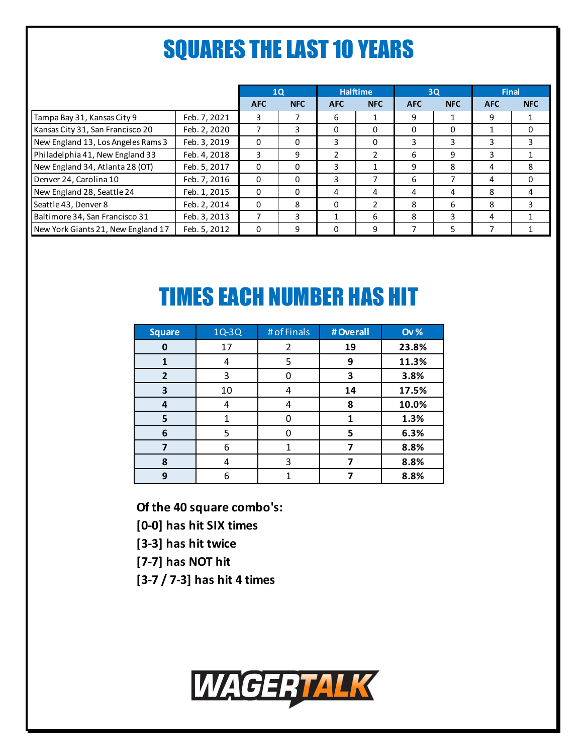# SQUARES THE LAST 10 YEARS

| | | 1Q | | Halftime | | 3Q | | Final | |
|---|---|---|---|---|---|---|---|---|---|
| | | AFC | NFC | AFC | NFC | AFC | NFC | AFC | NFC |
| Tampa Bay 31, Kansas City 9 | Feb. 7, 2021 | 3 | 7 | 6 | 1 | 9 | 1 | 9 | 1 |
| Kansas City 31, San Francisco 20 | Feb. 2, 2020 | 7 | 3 | 0 | 0 | 0 | 0 | 1 | 0 |
| New England 13, Los Angeles Rams 3 | Feb. 3, 2019 | 0 | 0 | 3 | 0 | 3 | 3 | 3 | 3 |
| Philadelphia 41, New England 33 | Feb. 4, 2018 | 3 | 9 | 2 | 2 | 6 | 9 | 3 | 1 |
| New England 34, Atlanta 28 (OT) | Feb. 5, 2017 | 0 | 0 | 3 | 1 | 9 | 8 | 4 | 8 |
| Denver 24, Carolina 10 | Feb. 7, 2016 | 0 | 0 | 3 | 7 | 6 | 7 | 4 | 0 |
| New England 28, Seattle 24 | Feb. 1, 2015 | 0 | 0 | 4 | 4 | 4 | 4 | 8 | 4 |
| Seattle 43, Denver 8 | Feb. 2, 2014 | 0 | 8 | 0 | 2 | 8 | 6 | 8 | 3 |
| Baltimore 34, San Francisco 31 | Feb. 3, 2013 | 7 | 3 | 1 | 6 | 8 | 3 | 4 | 1 |
| New York Giants 21, New England 17 | Feb. 5, 2012 | 0 | 9 | 0 | 9 | 7 | 5 | 7 | 1 |

# TIMES EACH NUMBER HAS HIT

| Square | 1Q-3Q | # of Finals | # Overall | Ov % |
|---|---|---|---|---|
| **0** | 17 | 2 | **19** | **23.8%** |
| **1** | 4 | 5 | **9** | **11.3%** |
| **2** | 3 | 0 | **3** | **3.8%** |
| **3** | 10 | 4 | **14** | **17.5%** |
| **4** | 4 | 4 | **8** | **10.0%** |
| **5** | 1 | 0 | **1** | **1.3%** |
| **6** | 5 | 0 | **5** | **6.3%** |
| **7** | 6 | 1 | **7** | **8.8%** |
| **8** | 4 | 3 | **7** | **8.8%** |
| **9** | 6 | 1 | **7** | **8.8%** |

**Of the 40 square combo's:**

**[0-0] has hit SIX times**

**[3-3] has hit twice**

**[7-7] has NOT hit**

**[3-7 / 7-3] has hit 4 times**

WAGERTALK